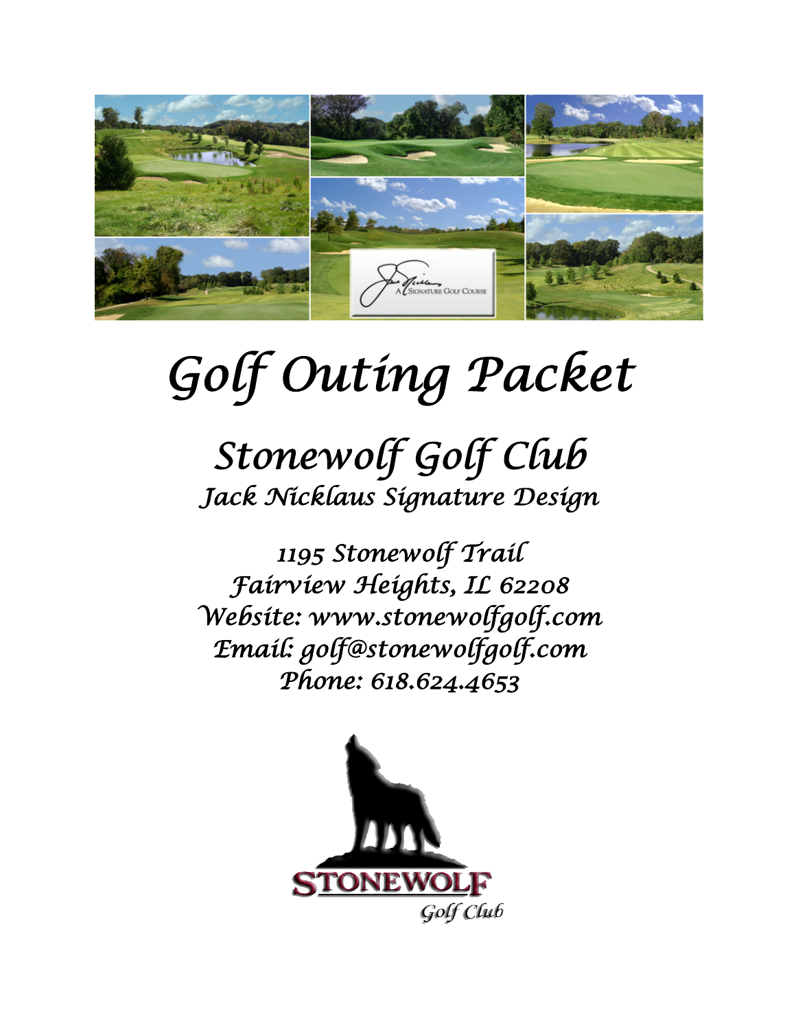# Golf Outing Packet

## Stonewolf Golf Club

### Jack Nicklaus Signature Design

1195 Stonewolf Trail
Fairview Heights, IL 62208
Website: www.stonewolfgolf.com
Email: golf@stonewolfgolf.com
Phone: 618.624.4653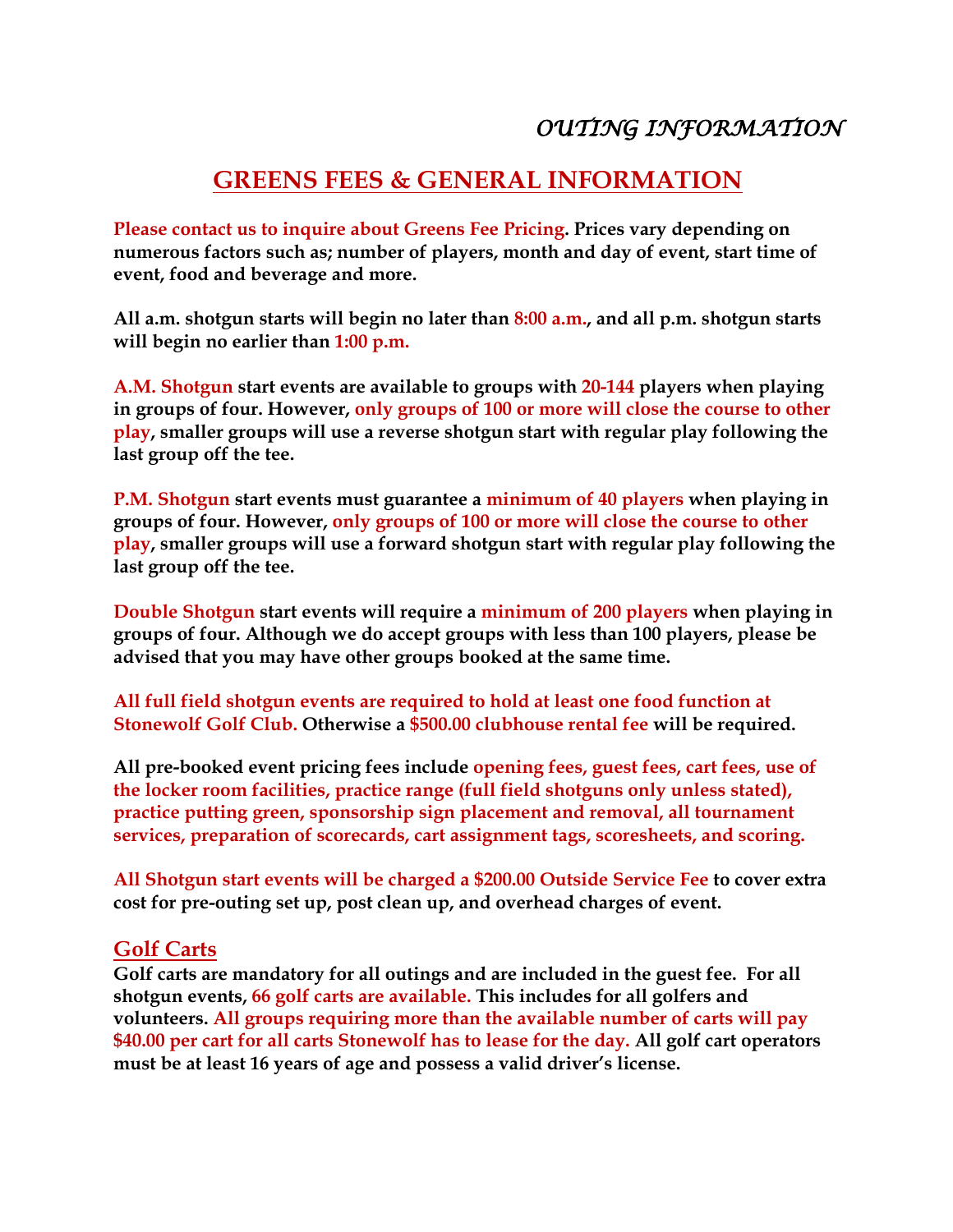*OUTING INFORMATION*

# GREENS FEES & GENERAL INFORMATION

**Please contact us to inquire about Greens Fee Pricing. Prices vary depending on numerous factors such as; number of players, month and day of event, start time of event, food and beverage and more.**

**All a.m. shotgun starts will begin no later than 8:00 a.m., and all p.m. shotgun starts will begin no earlier than 1:00 p.m.**

**A.M. Shotgun start events are available to groups with 20-144 players when playing in groups of four. However, only groups of 100 or more will close the course to other play, smaller groups will use a reverse shotgun start with regular play following the last group off the tee.**

**P.M. Shotgun start events must guarantee a minimum of 40 players when playing in groups of four. However, only groups of 100 or more will close the course to other play, smaller groups will use a forward shotgun start with regular play following the last group off the tee.**

**Double Shotgun start events will require a minimum of 200 players when playing in groups of four. Although we do accept groups with less than 100 players, please be advised that you may have other groups booked at the same time.**

**All full field shotgun events are required to hold at least one food function at Stonewolf Golf Club. Otherwise a $500.00 clubhouse rental fee will be required.**

**All pre-booked event pricing fees include opening fees, guest fees, cart fees, use of the locker room facilities, practice range (full field shotguns only unless stated), practice putting green, sponsorship sign placement and removal, all tournament services, preparation of scorecards, cart assignment tags, scoresheets, and scoring.**

**All Shotgun start events will be charged a $200.00 Outside Service Fee to cover extra cost for pre-outing set up, post clean up, and overhead charges of event.**

## Golf Carts

**Golf carts are mandatory for all outings and are included in the guest fee. For all shotgun events, 66 golf carts are available. This includes for all golfers and volunteers. All groups requiring more than the available number of carts will pay $40.00 per cart for all carts Stonewolf has to lease for the day. All golf cart operators must be at least 16 years of age and possess a valid driver's license.**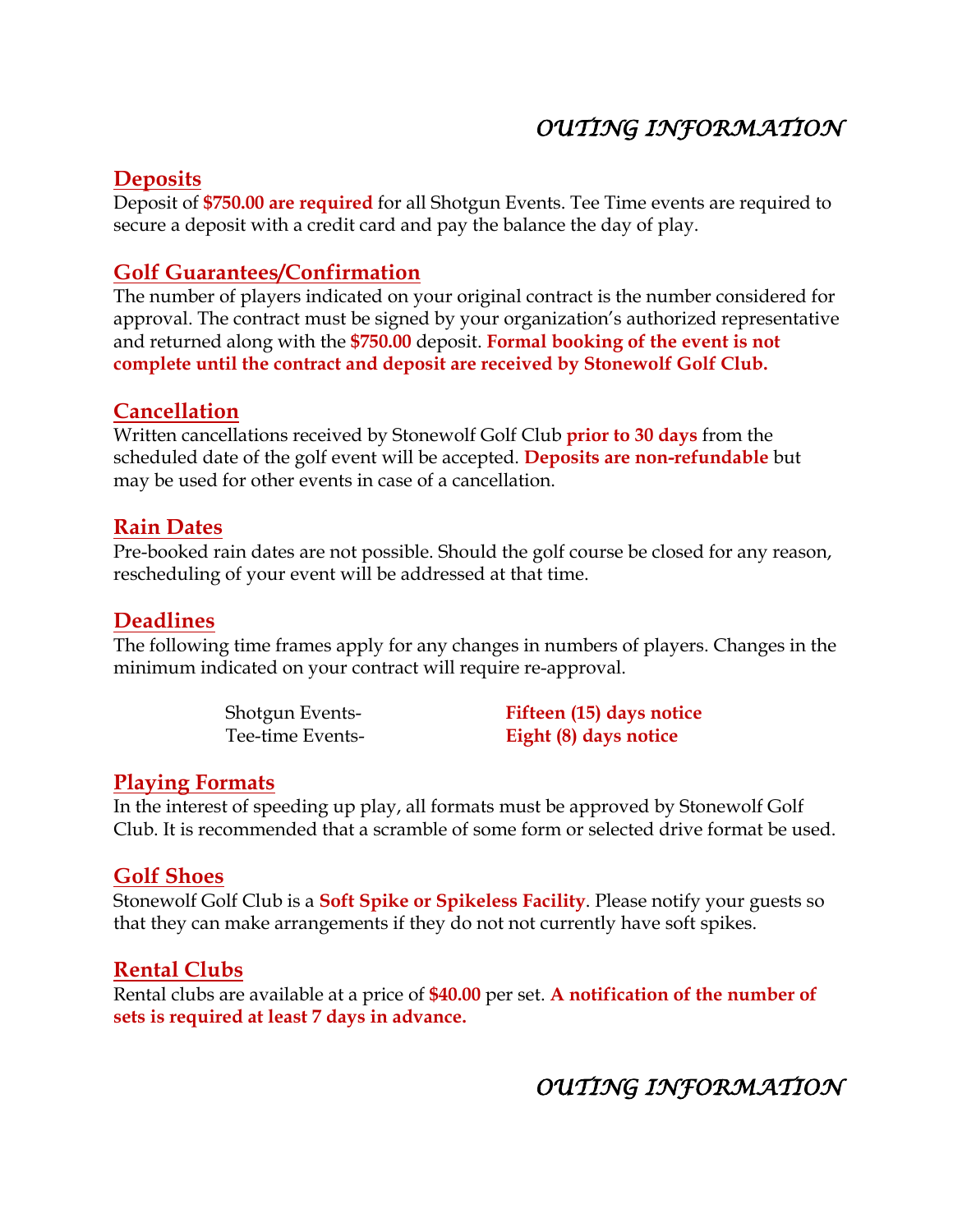# *OUTING INFORMATION*

## Deposits

Deposit of **$750.00 are required** for all Shotgun Events. Tee Time events are required to secure a deposit with a credit card and pay the balance the day of play.

## Golf Guarantees/Confirmation

The number of players indicated on your original contract is the number considered for approval. The contract must be signed by your organization's authorized representative and returned along with the **$750.00** deposit. **Formal booking of the event is not complete until the contract and deposit are received by Stonewolf Golf Club.**

## Cancellation

Written cancellations received by Stonewolf Golf Club **prior to 30 days** from the scheduled date of the golf event will be accepted. **Deposits are non-refundable** but may be used for other events in case of a cancellation.

## Rain Dates

Pre-booked rain dates are not possible. Should the golf course be closed for any reason, rescheduling of your event will be addressed at that time.

## Deadlines

The following time frames apply for any changes in numbers of players. Changes in the minimum indicated on your contract will require re-approval.

| | |
|---|---|
| Shotgun Events- | **Fifteen (15) days notice** |
| Tee-time Events- | **Eight (8) days notice** |

## Playing Formats

In the interest of speeding up play, all formats must be approved by Stonewolf Golf Club. It is recommended that a scramble of some form or selected drive format be used.

## Golf Shoes

Stonewolf Golf Club is a **Soft Spike or Spikeless Facility**. Please notify your guests so that they can make arrangements if they do not not currently have soft spikes.

## Rental Clubs

Rental clubs are available at a price of **$40.00** per set. **A notification of the number of sets is required at least 7 days in advance.**

# *OUTING INFORMATION*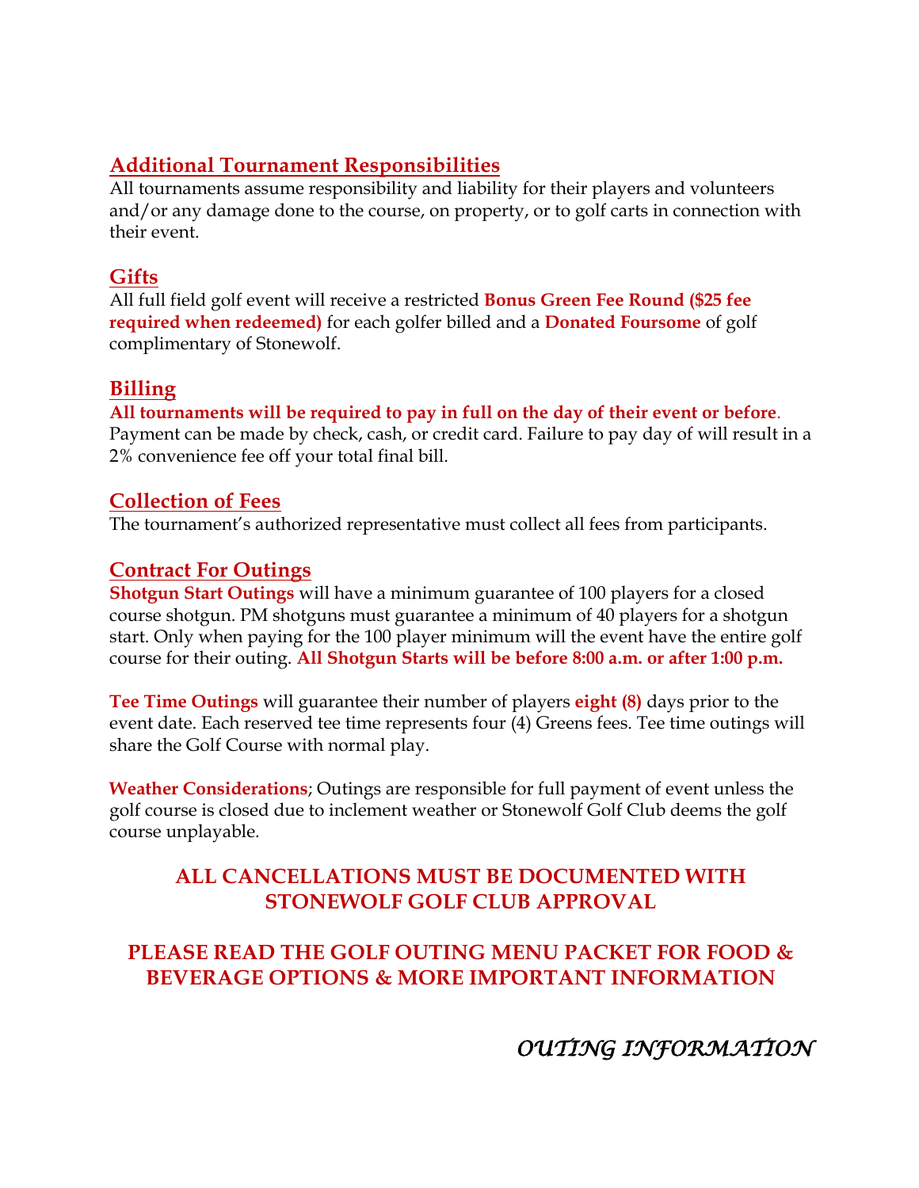## Additional Tournament Responsibilities

All tournaments assume responsibility and liability for their players and volunteers and/or any damage done to the course, on property, or to golf carts in connection with their event.

## Gifts

All full field golf event will receive a restricted **Bonus Green Fee Round ($25 fee required when redeemed)** for each golfer billed and a **Donated Foursome** of golf complimentary of Stonewolf.

## Billing

**All tournaments will be required to pay in full on the day of their event or before**. Payment can be made by check, cash, or credit card. Failure to pay day of will result in a 2% convenience fee off your total final bill.

## Collection of Fees

The tournament's authorized representative must collect all fees from participants.

## Contract For Outings

**Shotgun Start Outings** will have a minimum guarantee of 100 players for a closed course shotgun. PM shotguns must guarantee a minimum of 40 players for a shotgun start. Only when paying for the 100 player minimum will the event have the entire golf course for their outing. **All Shotgun Starts will be before 8:00 a.m. or after 1:00 p.m.**

**Tee Time Outings** will guarantee their number of players **eight (8)** days prior to the event date. Each reserved tee time represents four (4) Greens fees. Tee time outings will share the Golf Course with normal play.

**Weather Considerations**; Outings are responsible for full payment of event unless the golf course is closed due to inclement weather or Stonewolf Golf Club deems the golf course unplayable.

**ALL CANCELLATIONS MUST BE DOCUMENTED WITH STONEWOLF GOLF CLUB APPROVAL**

**PLEASE READ THE GOLF OUTING MENU PACKET FOR FOOD & BEVERAGE OPTIONS & MORE IMPORTANT INFORMATION**

*OUTING INFORMATION*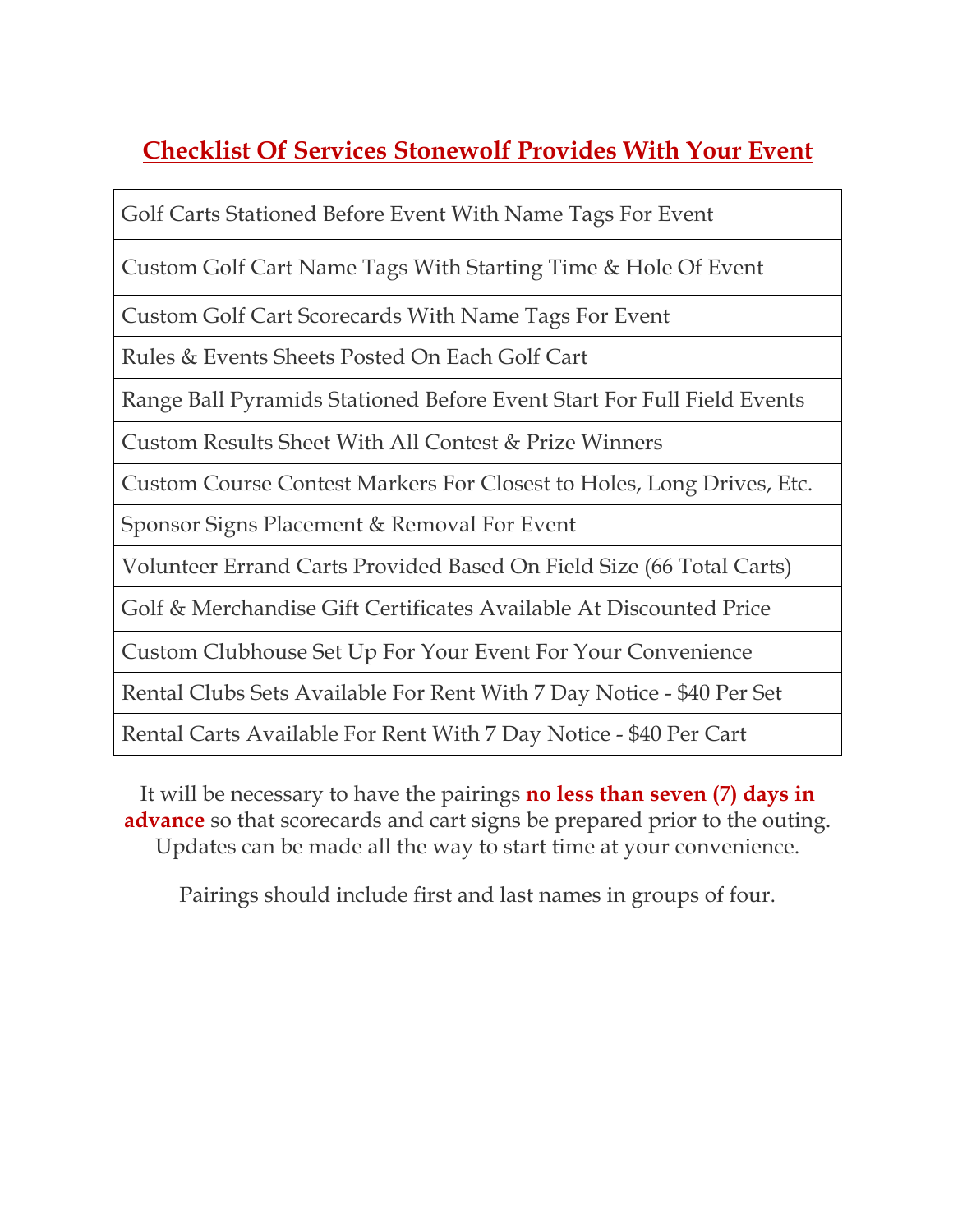## Checklist Of Services Stonewolf Provides With Your Event

| |
|---|
| Golf Carts Stationed Before Event With Name Tags For Event |
| Custom Golf Cart Name Tags With Starting Time & Hole Of Event |
| Custom Golf Cart Scorecards With Name Tags For Event |
| Rules & Events Sheets Posted On Each Golf Cart |
| Range Ball Pyramids Stationed Before Event Start For Full Field Events |
| Custom Results Sheet With All Contest & Prize Winners |
| Custom Course Contest Markers For Closest to Holes, Long Drives, Etc. |
| Sponsor Signs Placement & Removal For Event |
| Volunteer Errand Carts Provided Based On Field Size (66 Total Carts) |
| Golf & Merchandise Gift Certificates Available At Discounted Price |
| Custom Clubhouse Set Up For Your Event For Your Convenience |
| Rental Clubs Sets Available For Rent With 7 Day Notice - $40 Per Set |
| Rental Carts Available For Rent With 7 Day Notice - $40 Per Cart |

It will be necessary to have the pairings **no less than seven (7) days in advance** so that scorecards and cart signs be prepared prior to the outing. Updates can be made all the way to start time at your convenience.

Pairings should include first and last names in groups of four.